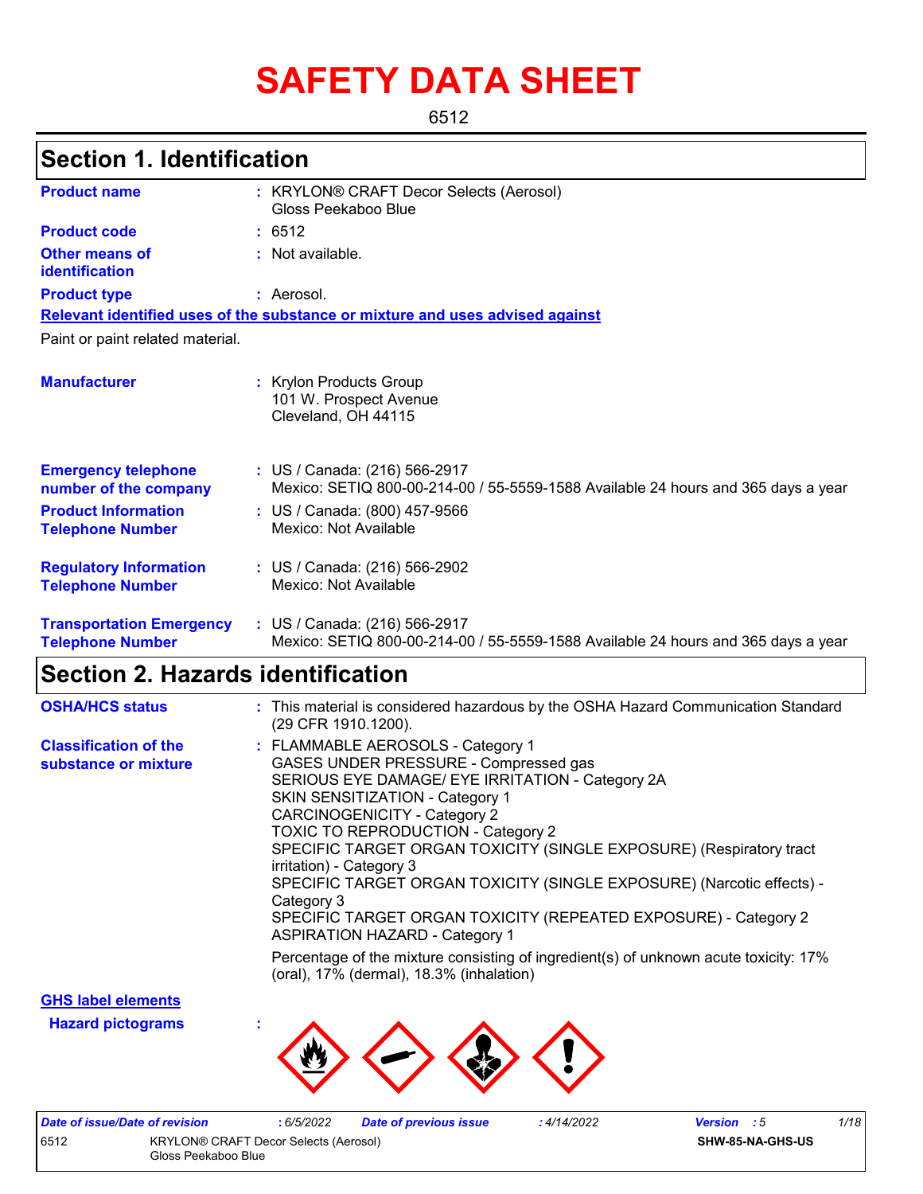# SAFETY DATA SHEET

6512

## Section 1. Identification

**Product name** : KRYLON® CRAFT Decor Selects (Aerosol) Gloss Peekaboo Blue

**Product code** : 6512

**Other means of identification** : Not available.

**Product type** : Aerosol.

**Relevant identified uses of the substance or mixture and uses advised against**

Paint or paint related material.

**Manufacturer** : Krylon Products Group
101 W. Prospect Avenue
Cleveland, OH 44115

**Emergency telephone number of the company** : US / Canada: (216) 566-2917
Mexico: SETIQ 800-00-214-00 / 55-5559-1588 Available 24 hours and 365 days a year

**Product Information Telephone Number** : US / Canada: (800) 457-9566
Mexico: Not Available

**Regulatory Information Telephone Number** : US / Canada: (216) 566-2902
Mexico: Not Available

**Transportation Emergency Telephone Number** : US / Canada: (216) 566-2917
Mexico: SETIQ 800-00-214-00 / 55-5559-1588 Available 24 hours and 365 days a year

## Section 2. Hazards identification

**OSHA/HCS status** : This material is considered hazardous by the OSHA Hazard Communication Standard (29 CFR 1910.1200).

**Classification of the substance or mixture** : FLAMMABLE AEROSOLS - Category 1
GASES UNDER PRESSURE - Compressed gas
SERIOUS EYE DAMAGE/ EYE IRRITATION - Category 2A
SKIN SENSITIZATION - Category 1
CARCINOGENICITY - Category 2
TOXIC TO REPRODUCTION - Category 2
SPECIFIC TARGET ORGAN TOXICITY (SINGLE EXPOSURE) (Respiratory tract irritation) - Category 3
SPECIFIC TARGET ORGAN TOXICITY (SINGLE EXPOSURE) (Narcotic effects) - Category 3
SPECIFIC TARGET ORGAN TOXICITY (REPEATED EXPOSURE) - Category 2
ASPIRATION HAZARD - Category 1

Percentage of the mixture consisting of ingredient(s) of unknown acute toxicity: 17% (oral), 17% (dermal), 18.3% (inhalation)

**GHS label elements**

**Hazard pictograms** :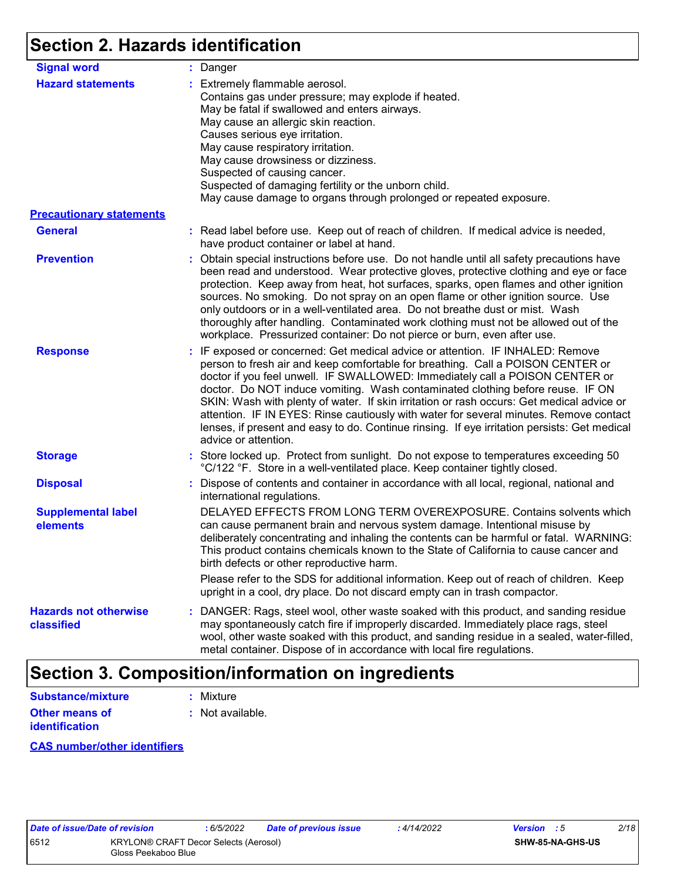## Section 2. Hazards identification

**Signal word** : Danger

**Hazard statements** : Extremely flammable aerosol.
Contains gas under pressure; may explode if heated.
May be fatal if swallowed and enters airways.
May cause an allergic skin reaction.
Causes serious eye irritation.
May cause respiratory irritation.
May cause drowsiness or dizziness.
Suspected of causing cancer.
Suspected of damaging fertility or the unborn child.
May cause damage to organs through prolonged or repeated exposure.

**Precautionary statements**

**General** : Read label before use. Keep out of reach of children. If medical advice is needed, have product container or label at hand.

**Prevention** : Obtain special instructions before use. Do not handle until all safety precautions have been read and understood. Wear protective gloves, protective clothing and eye or face protection. Keep away from heat, hot surfaces, sparks, open flames and other ignition sources. No smoking. Do not spray on an open flame or other ignition source. Use only outdoors or in a well-ventilated area. Do not breathe dust or mist. Wash thoroughly after handling. Contaminated work clothing must not be allowed out of the workplace. Pressurized container: Do not pierce or burn, even after use.

**Response** : IF exposed or concerned: Get medical advice or attention. IF INHALED: Remove person to fresh air and keep comfortable for breathing. Call a POISON CENTER or doctor if you feel unwell. IF SWALLOWED: Immediately call a POISON CENTER or doctor. Do NOT induce vomiting. Wash contaminated clothing before reuse. IF ON SKIN: Wash with plenty of water. If skin irritation or rash occurs: Get medical advice or attention. IF IN EYES: Rinse cautiously with water for several minutes. Remove contact lenses, if present and easy to do. Continue rinsing. If eye irritation persists: Get medical advice or attention.

**Storage** : Store locked up. Protect from sunlight. Do not expose to temperatures exceeding 50 °C/122 °F. Store in a well-ventilated place. Keep container tightly closed.

**Disposal** : Dispose of contents and container in accordance with all local, regional, national and international regulations.

**Supplemental label elements**

DELAYED EFFECTS FROM LONG TERM OVEREXPOSURE. Contains solvents which can cause permanent brain and nervous system damage. Intentional misuse by deliberately concentrating and inhaling the contents can be harmful or fatal. WARNING: This product contains chemicals known to the State of California to cause cancer and birth defects or other reproductive harm.

Please refer to the SDS for additional information. Keep out of reach of children. Keep upright in a cool, dry place. Do not discard empty can in trash compactor.

**Hazards not otherwise classified** : DANGER: Rags, steel wool, other waste soaked with this product, and sanding residue may spontaneously catch fire if improperly discarded. Immediately place rags, steel wool, other waste soaked with this product, and sanding residue in a sealed, water-filled, metal container. Dispose of in accordance with local fire regulations.

## Section 3. Composition/information on ingredients

**Substance/mixture** : Mixture

**Other means of identification** : Not available.

**CAS number/other identifiers**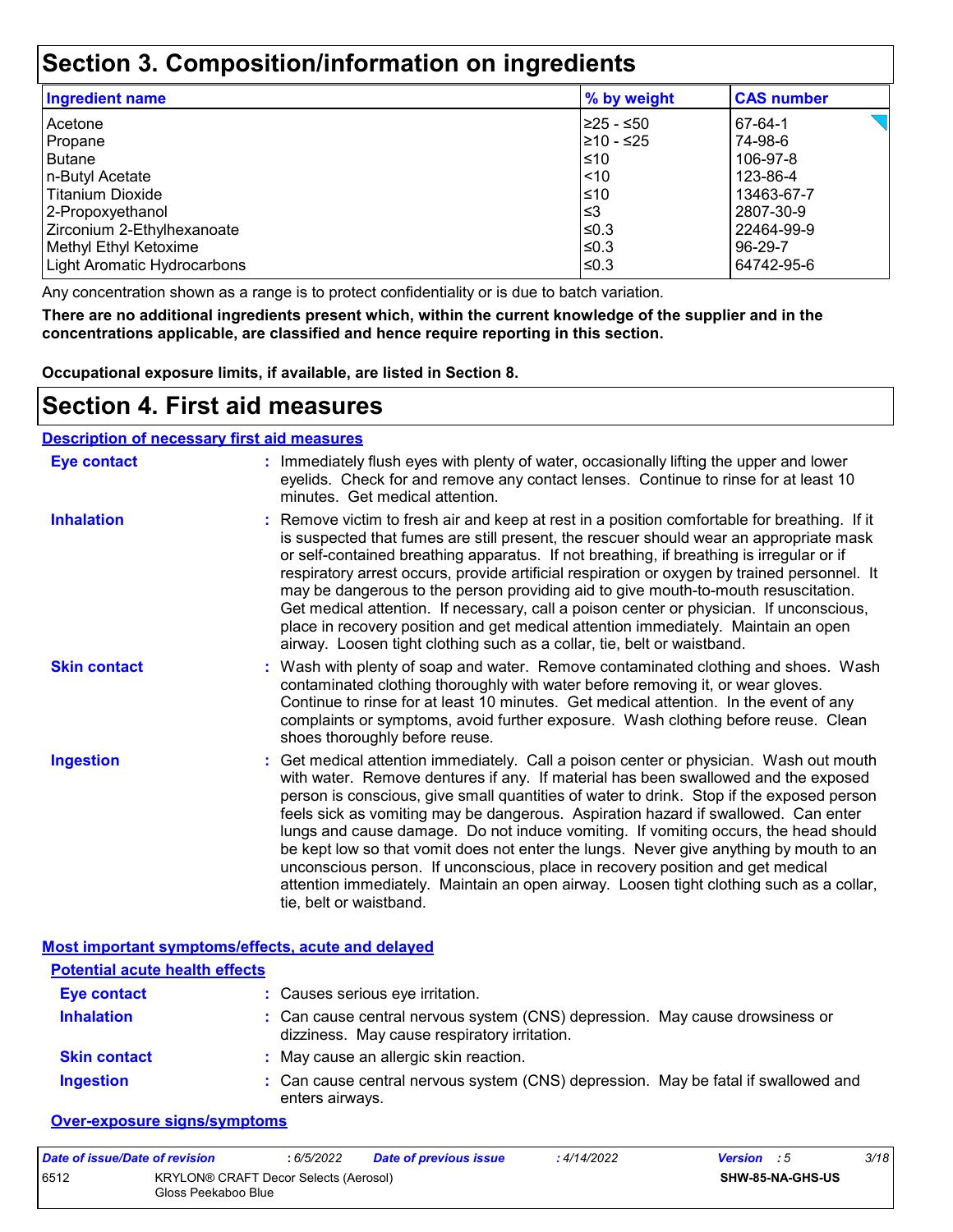# Section 3. Composition/information on ingredients

| Ingredient name | % by weight | CAS number |
|---|---|---|
| Acetone | ≥25 - ≤50 | 67-64-1 |
| Propane | ≥10 - ≤25 | 74-98-6 |
| Butane | ≤10 | 106-97-8 |
| n-Butyl Acetate | <10 | 123-86-4 |
| Titanium Dioxide | ≤10 | 13463-67-7 |
| 2-Propoxyethanol | ≤3 | 2807-30-9 |
| Zirconium 2-Ethylhexanoate | ≤0.3 | 22464-99-9 |
| Methyl Ethyl Ketoxime | ≤0.3 | 96-29-7 |
| Light Aromatic Hydrocarbons | ≤0.3 | 64742-95-6 |

Any concentration shown as a range is to protect confidentiality or is due to batch variation.

**There are no additional ingredients present which, within the current knowledge of the supplier and in the concentrations applicable, are classified and hence require reporting in this section.**

**Occupational exposure limits, if available, are listed in Section 8.**

# Section 4. First aid measures

## Description of necessary first aid measures

**Eye contact** : Immediately flush eyes with plenty of water, occasionally lifting the upper and lower eyelids. Check for and remove any contact lenses. Continue to rinse for at least 10 minutes. Get medical attention.

**Inhalation** : Remove victim to fresh air and keep at rest in a position comfortable for breathing. If it is suspected that fumes are still present, the rescuer should wear an appropriate mask or self-contained breathing apparatus. If not breathing, if breathing is irregular or if respiratory arrest occurs, provide artificial respiration or oxygen by trained personnel. It may be dangerous to the person providing aid to give mouth-to-mouth resuscitation. Get medical attention. If necessary, call a poison center or physician. If unconscious, place in recovery position and get medical attention immediately. Maintain an open airway. Loosen tight clothing such as a collar, tie, belt or waistband.

**Skin contact** : Wash with plenty of soap and water. Remove contaminated clothing and shoes. Wash contaminated clothing thoroughly with water before removing it, or wear gloves. Continue to rinse for at least 10 minutes. Get medical attention. In the event of any complaints or symptoms, avoid further exposure. Wash clothing before reuse. Clean shoes thoroughly before reuse.

**Ingestion** : Get medical attention immediately. Call a poison center or physician. Wash out mouth with water. Remove dentures if any. If material has been swallowed and the exposed person is conscious, give small quantities of water to drink. Stop if the exposed person feels sick as vomiting may be dangerous. Aspiration hazard if swallowed. Can enter lungs and cause damage. Do not induce vomiting. If vomiting occurs, the head should be kept low so that vomit does not enter the lungs. Never give anything by mouth to an unconscious person. If unconscious, place in recovery position and get medical attention immediately. Maintain an open airway. Loosen tight clothing such as a collar, tie, belt or waistband.

## Most important symptoms/effects, acute and delayed

### Potential acute health effects

**Eye contact** : Causes serious eye irritation.

**Inhalation** : Can cause central nervous system (CNS) depression. May cause drowsiness or dizziness. May cause respiratory irritation.

**Skin contact** : May cause an allergic skin reaction.

**Ingestion** : Can cause central nervous system (CNS) depression. May be fatal if swallowed and enters airways.

### Over-exposure signs/symptoms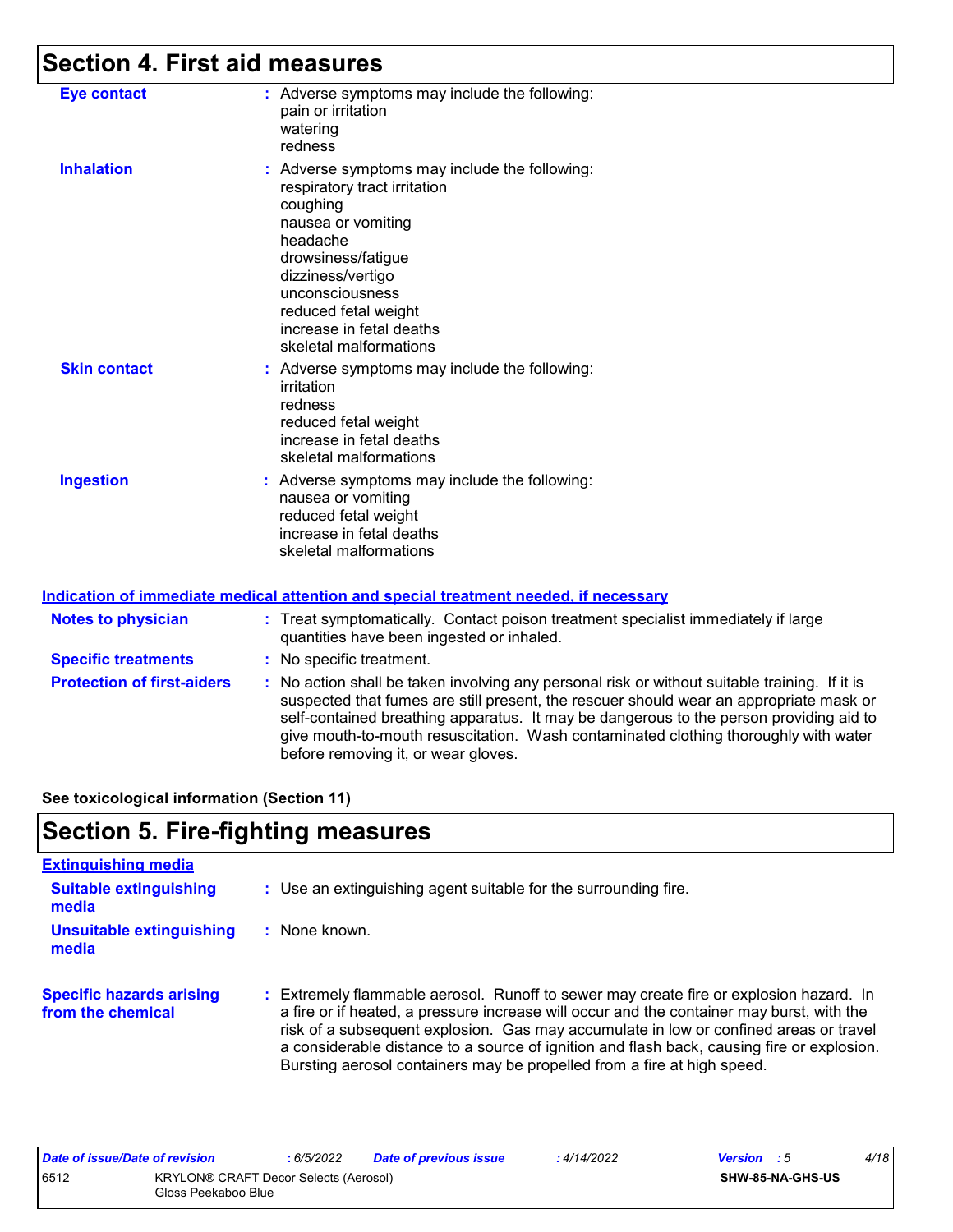# Section 4. First aid measures

**Eye contact** : Adverse symptoms may include the following:
pain or irritation
watering
redness

**Inhalation** : Adverse symptoms may include the following:
respiratory tract irritation
coughing
nausea or vomiting
headache
drowsiness/fatigue
dizziness/vertigo
unconsciousness
reduced fetal weight
increase in fetal deaths
skeletal malformations

**Skin contact** : Adverse symptoms may include the following:
irritation
redness
reduced fetal weight
increase in fetal deaths
skeletal malformations

**Ingestion** : Adverse symptoms may include the following:
nausea or vomiting
reduced fetal weight
increase in fetal deaths
skeletal malformations

## Indication of immediate medical attention and special treatment needed, if necessary

**Notes to physician** : Treat symptomatically. Contact poison treatment specialist immediately if large quantities have been ingested or inhaled.

**Specific treatments** : No specific treatment.

**Protection of first-aiders** : No action shall be taken involving any personal risk or without suitable training. If it is suspected that fumes are still present, the rescuer should wear an appropriate mask or self-contained breathing apparatus. It may be dangerous to the person providing aid to give mouth-to-mouth resuscitation. Wash contaminated clothing thoroughly with water before removing it, or wear gloves.

**See toxicological information (Section 11)**

# Section 5. Fire-fighting measures

## Extinguishing media

**Suitable extinguishing media** : Use an extinguishing agent suitable for the surrounding fire.

**Unsuitable extinguishing media** : None known.

**Specific hazards arising from the chemical** : Extremely flammable aerosol. Runoff to sewer may create fire or explosion hazard. In a fire or if heated, a pressure increase will occur and the container may burst, with the risk of a subsequent explosion. Gas may accumulate in low or confined areas or travel a considerable distance to a source of ignition and flash back, causing fire or explosion. Bursting aerosol containers may be propelled from a fire at high speed.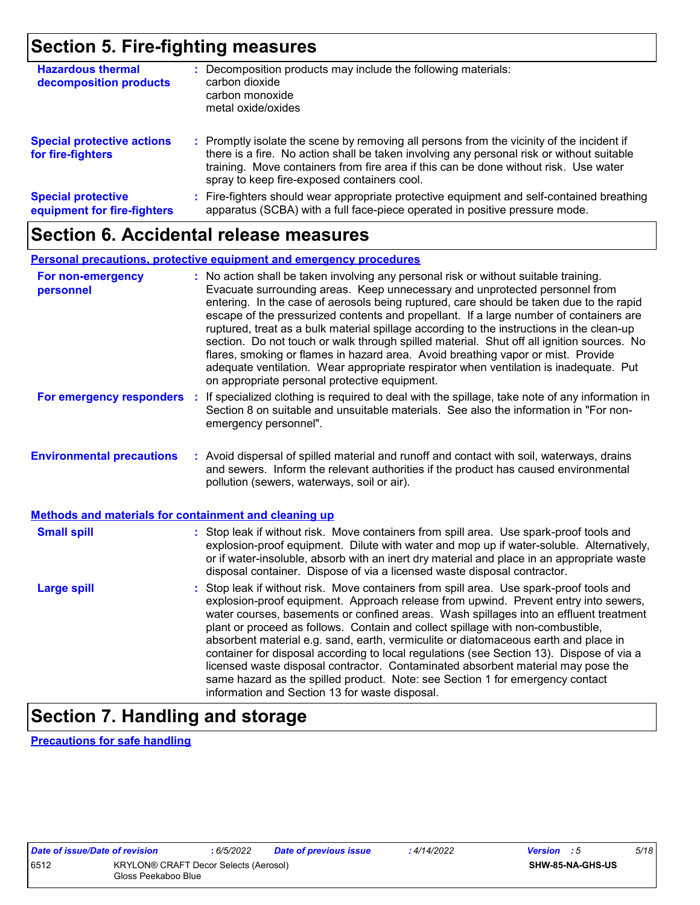## Section 5. Fire-fighting measures

**Hazardous thermal decomposition products** : Decomposition products may include the following materials:
carbon dioxide
carbon monoxide
metal oxide/oxides

**Special protective actions for fire-fighters** : Promptly isolate the scene by removing all persons from the vicinity of the incident if there is a fire. No action shall be taken involving any personal risk or without suitable training. Move containers from fire area if this can be done without risk. Use water spray to keep fire-exposed containers cool.

**Special protective equipment for fire-fighters** : Fire-fighters should wear appropriate protective equipment and self-contained breathing apparatus (SCBA) with a full face-piece operated in positive pressure mode.

## Section 6. Accidental release measures

### Personal precautions, protective equipment and emergency procedures

**For non-emergency personnel** : No action shall be taken involving any personal risk or without suitable training. Evacuate surrounding areas. Keep unnecessary and unprotected personnel from entering. In the case of aerosols being ruptured, care should be taken due to the rapid escape of the pressurized contents and propellant. If a large number of containers are ruptured, treat as a bulk material spillage according to the instructions in the clean-up section. Do not touch or walk through spilled material. Shut off all ignition sources. No flares, smoking or flames in hazard area. Avoid breathing vapor or mist. Provide adequate ventilation. Wear appropriate respirator when ventilation is inadequate. Put on appropriate personal protective equipment.

**For emergency responders** : If specialized clothing is required to deal with the spillage, take note of any information in Section 8 on suitable and unsuitable materials. See also the information in "For non-emergency personnel".

**Environmental precautions** : Avoid dispersal of spilled material and runoff and contact with soil, waterways, drains and sewers. Inform the relevant authorities if the product has caused environmental pollution (sewers, waterways, soil or air).

### Methods and materials for containment and cleaning up

**Small spill** : Stop leak if without risk. Move containers from spill area. Use spark-proof tools and explosion-proof equipment. Dilute with water and mop up if water-soluble. Alternatively, or if water-insoluble, absorb with an inert dry material and place in an appropriate waste disposal container. Dispose of via a licensed waste disposal contractor.

**Large spill** : Stop leak if without risk. Move containers from spill area. Use spark-proof tools and explosion-proof equipment. Approach release from upwind. Prevent entry into sewers, water courses, basements or confined areas. Wash spillages into an effluent treatment plant or proceed as follows. Contain and collect spillage with non-combustible, absorbent material e.g. sand, earth, vermiculite or diatomaceous earth and place in container for disposal according to local regulations (see Section 13). Dispose of via a licensed waste disposal contractor. Contaminated absorbent material may pose the same hazard as the spilled product. Note: see Section 1 for emergency contact information and Section 13 for waste disposal.

## Section 7. Handling and storage

### Precautions for safe handling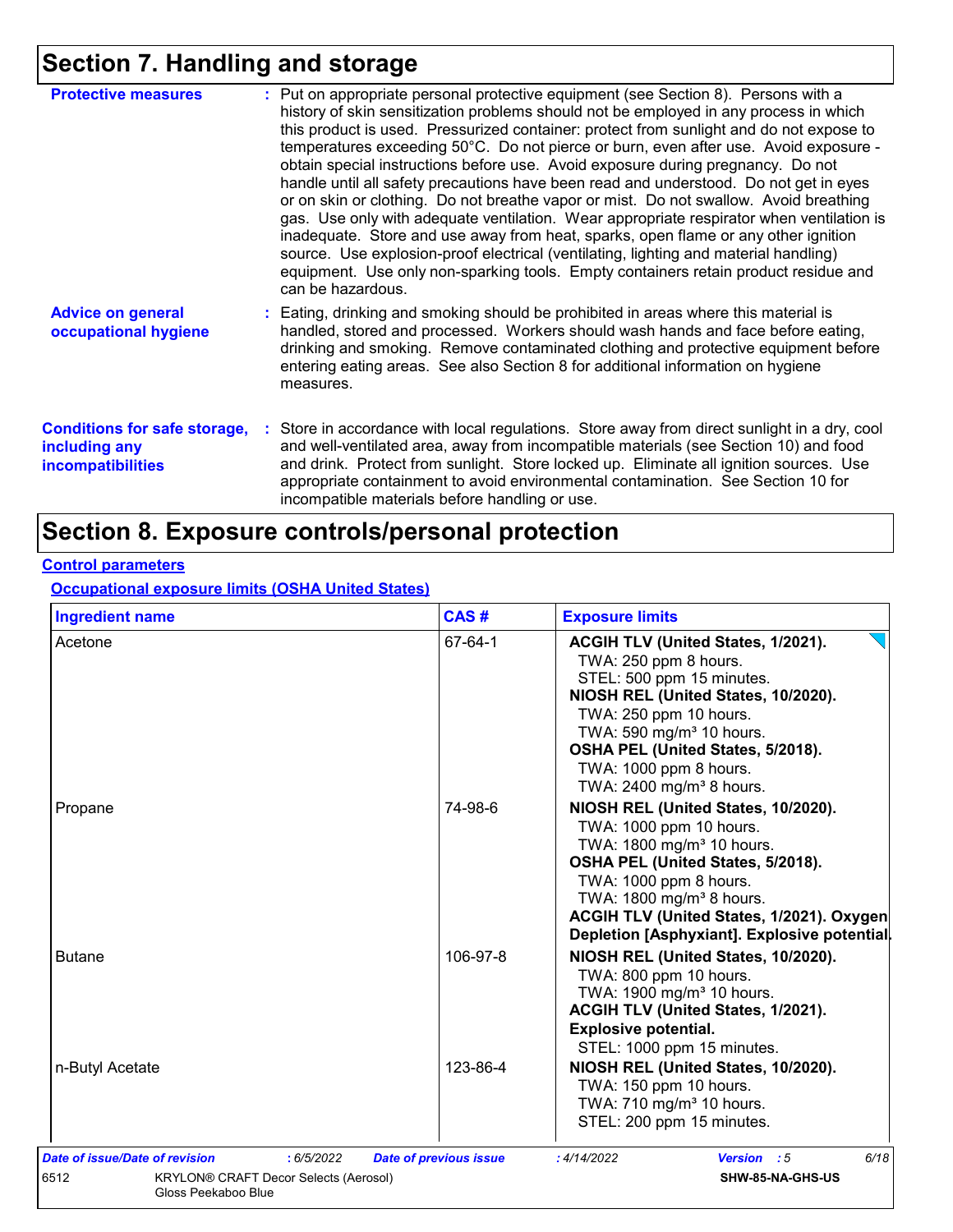## Section 7. Handling and storage

**Protective measures** : Put on appropriate personal protective equipment (see Section 8). Persons with a history of skin sensitization problems should not be employed in any process in which this product is used. Pressurized container: protect from sunlight and do not expose to temperatures exceeding 50°C. Do not pierce or burn, even after use. Avoid exposure - obtain special instructions before use. Avoid exposure during pregnancy. Do not handle until all safety precautions have been read and understood. Do not get in eyes or on skin or clothing. Do not breathe vapor or mist. Do not swallow. Avoid breathing gas. Use only with adequate ventilation. Wear appropriate respirator when ventilation is inadequate. Store and use away from heat, sparks, open flame or any other ignition source. Use explosion-proof electrical (ventilating, lighting and material handling) equipment. Use only non-sparking tools. Empty containers retain product residue and can be hazardous.

**Advice on general occupational hygiene** : Eating, drinking and smoking should be prohibited in areas where this material is handled, stored and processed. Workers should wash hands and face before eating, drinking and smoking. Remove contaminated clothing and protective equipment before entering eating areas. See also Section 8 for additional information on hygiene measures.

**Conditions for safe storage, including any incompatibilities** : Store in accordance with local regulations. Store away from direct sunlight in a dry, cool and well-ventilated area, away from incompatible materials (see Section 10) and food and drink. Protect from sunlight. Store locked up. Eliminate all ignition sources. Use appropriate containment to avoid environmental contamination. See Section 10 for incompatible materials before handling or use.

## Section 8. Exposure controls/personal protection

**Control parameters**

**Occupational exposure limits (OSHA United States)**

| Ingredient name | CAS # | Exposure limits |
|---|---|---|
| Acetone | 67-64-1 | **ACGIH TLV (United States, 1/2021).**<br>TWA: 250 ppm 8 hours.<br>STEL: 500 ppm 15 minutes.<br>**NIOSH REL (United States, 10/2020).**<br>TWA: 250 ppm 10 hours.<br>TWA: 590 mg/m³ 10 hours.<br>**OSHA PEL (United States, 5/2018).**<br>TWA: 1000 ppm 8 hours.<br>TWA: 2400 mg/m³ 8 hours. |
| Propane | 74-98-6 | **NIOSH REL (United States, 10/2020).**<br>TWA: 1000 ppm 10 hours.<br>TWA: 1800 mg/m³ 10 hours.<br>**OSHA PEL (United States, 5/2018).**<br>TWA: 1000 ppm 8 hours.<br>TWA: 1800 mg/m³ 8 hours.<br>**ACGIH TLV (United States, 1/2021). Oxygen Depletion [Asphyxiant]. Explosive potential.** |
| Butane | 106-97-8 | **NIOSH REL (United States, 10/2020).**<br>TWA: 800 ppm 10 hours.<br>TWA: 1900 mg/m³ 10 hours.<br>**ACGIH TLV (United States, 1/2021). Explosive potential.**<br>STEL: 1000 ppm 15 minutes. |
| n-Butyl Acetate | 123-86-4 | **NIOSH REL (United States, 10/2020).**<br>TWA: 150 ppm 10 hours.<br>TWA: 710 mg/m³ 10 hours.<br>STEL: 200 ppm 15 minutes. |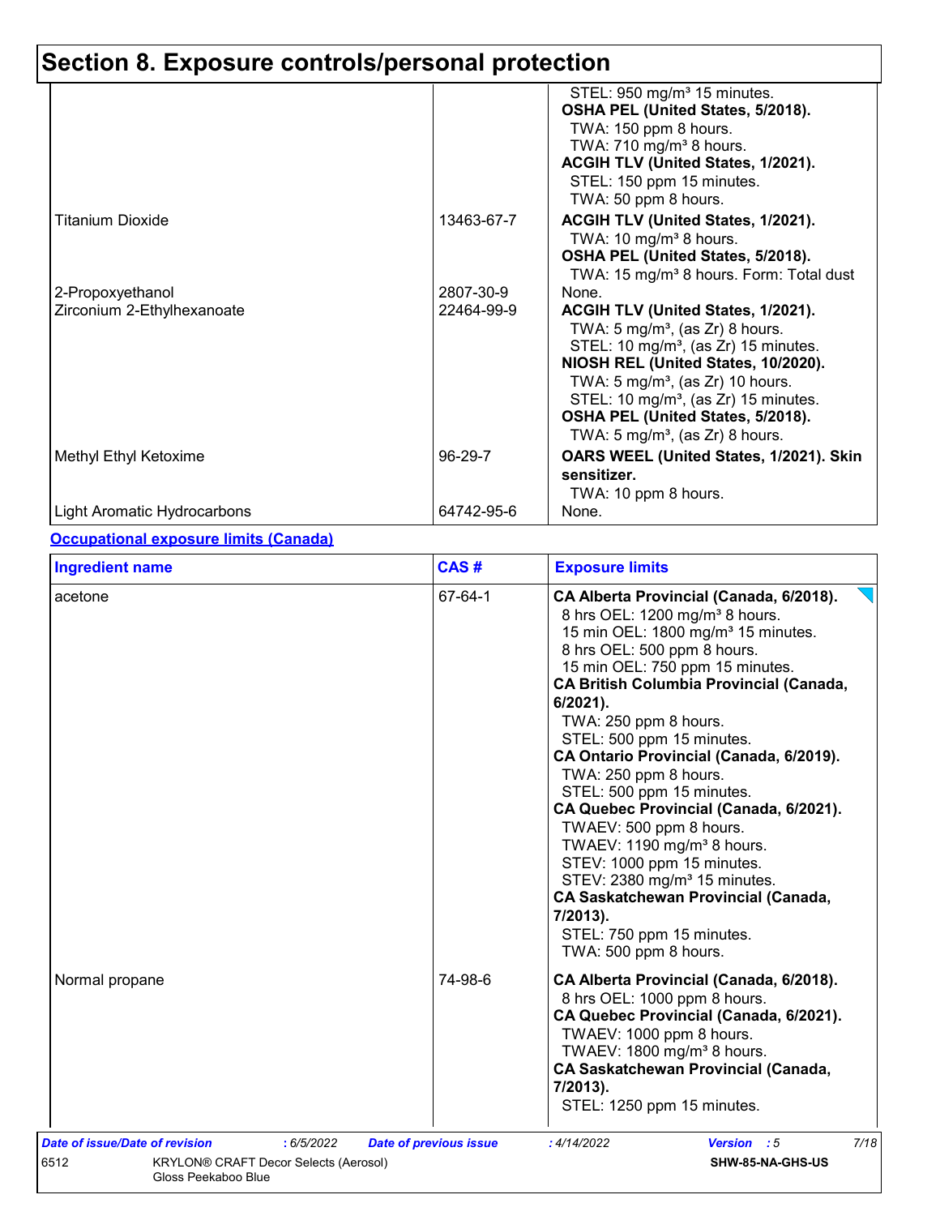## Section 8. Exposure controls/personal protection

| | | |
|---|---|---|
| | | STEL: 950 mg/m³ 15 minutes.<br>**OSHA PEL (United States, 5/2018).**<br>TWA: 150 ppm 8 hours.<br>TWA: 710 mg/m³ 8 hours.<br>**ACGIH TLV (United States, 1/2021).**<br>STEL: 150 ppm 15 minutes.<br>TWA: 50 ppm 8 hours. |
| Titanium Dioxide | 13463-67-7 | **ACGIH TLV (United States, 1/2021).**<br>TWA: 10 mg/m³ 8 hours.<br>**OSHA PEL (United States, 5/2018).**<br>TWA: 15 mg/m³ 8 hours. Form: Total dust |
| 2-Propoxyethanol | 2807-30-9 | None. |
| Zirconium 2-Ethylhexanoate | 22464-99-9 | **ACGIH TLV (United States, 1/2021).**<br>TWA: 5 mg/m³, (as Zr) 8 hours.<br>STEL: 10 mg/m³, (as Zr) 15 minutes.<br>**NIOSH REL (United States, 10/2020).**<br>TWA: 5 mg/m³, (as Zr) 10 hours.<br>STEL: 10 mg/m³, (as Zr) 15 minutes.<br>**OSHA PEL (United States, 5/2018).**<br>TWA: 5 mg/m³, (as Zr) 8 hours. |
| Methyl Ethyl Ketoxime | 96-29-7 | **OARS WEEL (United States, 1/2021). Skin sensitizer.**<br>TWA: 10 ppm 8 hours. |
| Light Aromatic Hydrocarbons | 64742-95-6 | None. |

**Occupational exposure limits (Canada)**

| Ingredient name | CAS # | Exposure limits |
|---|---|---|
| acetone | 67-64-1 | **CA Alberta Provincial (Canada, 6/2018).**<br>8 hrs OEL: 1200 mg/m³ 8 hours.<br>15 min OEL: 1800 mg/m³ 15 minutes.<br>8 hrs OEL: 500 ppm 8 hours.<br>15 min OEL: 750 ppm 15 minutes.<br>**CA British Columbia Provincial (Canada, 6/2021).**<br>TWA: 250 ppm 8 hours.<br>STEL: 500 ppm 15 minutes.<br>**CA Ontario Provincial (Canada, 6/2019).**<br>TWA: 250 ppm 8 hours.<br>STEL: 500 ppm 15 minutes.<br>**CA Quebec Provincial (Canada, 6/2021).**<br>TWAEV: 500 ppm 8 hours.<br>TWAEV: 1190 mg/m³ 8 hours.<br>STEV: 1000 ppm 15 minutes.<br>STEV: 2380 mg/m³ 15 minutes.<br>**CA Saskatchewan Provincial (Canada, 7/2013).**<br>STEL: 750 ppm 15 minutes.<br>TWA: 500 ppm 8 hours. |
| Normal propane | 74-98-6 | **CA Alberta Provincial (Canada, 6/2018).**<br>8 hrs OEL: 1000 ppm 8 hours.<br>**CA Quebec Provincial (Canada, 6/2021).**<br>TWAEV: 1000 ppm 8 hours.<br>TWAEV: 1800 mg/m³ 8 hours.<br>**CA Saskatchewan Provincial (Canada, 7/2013).**<br>STEL: 1250 ppm 15 minutes. |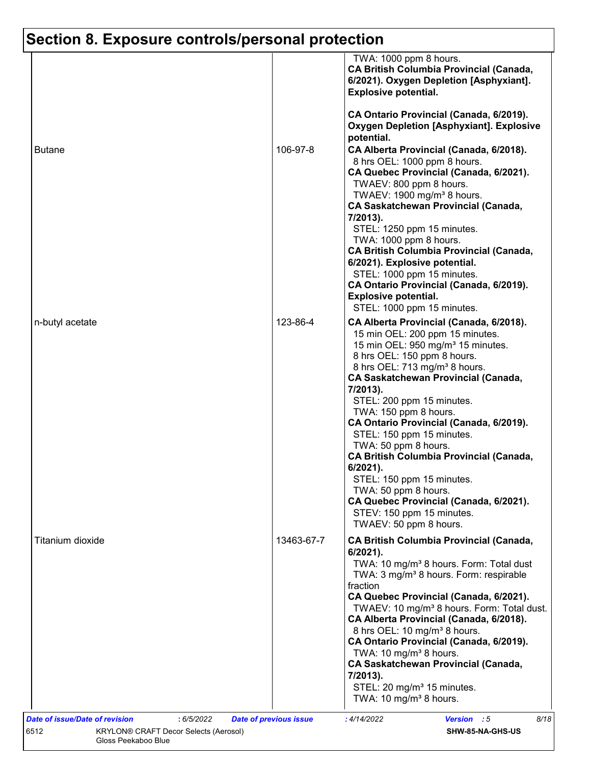## Section 8. Exposure controls/personal protection

| | | |
|---|---|---|
| | | TWA: 1000 ppm 8 hours.<br>**CA British Columbia Provincial (Canada, 6/2021). Oxygen Depletion [Asphyxiant]. Explosive potential.**<br><br>**CA Ontario Provincial (Canada, 6/2019). Oxygen Depletion [Asphyxiant]. Explosive potential.** |
| Butane | 106-97-8 | **CA Alberta Provincial (Canada, 6/2018).**<br>8 hrs OEL: 1000 ppm 8 hours.<br>**CA Quebec Provincial (Canada, 6/2021).**<br>TWAEV: 800 ppm 8 hours.<br>TWAEV: 1900 mg/m³ 8 hours.<br>**CA Saskatchewan Provincial (Canada, 7/2013).**<br>STEL: 1250 ppm 15 minutes.<br>TWA: 1000 ppm 8 hours.<br>**CA British Columbia Provincial (Canada, 6/2021). Explosive potential.**<br>STEL: 1000 ppm 15 minutes.<br>**CA Ontario Provincial (Canada, 6/2019). Explosive potential.**<br>STEL: 1000 ppm 15 minutes. |
| n-butyl acetate | 123-86-4 | **CA Alberta Provincial (Canada, 6/2018).**<br>15 min OEL: 200 ppm 15 minutes.<br>15 min OEL: 950 mg/m³ 15 minutes.<br>8 hrs OEL: 150 ppm 8 hours.<br>8 hrs OEL: 713 mg/m³ 8 hours.<br>**CA Saskatchewan Provincial (Canada, 7/2013).**<br>STEL: 200 ppm 15 minutes.<br>TWA: 150 ppm 8 hours.<br>**CA Ontario Provincial (Canada, 6/2019).**<br>STEL: 150 ppm 15 minutes.<br>TWA: 50 ppm 8 hours.<br>**CA British Columbia Provincial (Canada, 6/2021).**<br>STEL: 150 ppm 15 minutes.<br>TWA: 50 ppm 8 hours.<br>**CA Quebec Provincial (Canada, 6/2021).**<br>STEV: 150 ppm 15 minutes.<br>TWAEV: 50 ppm 8 hours. |
| Titanium dioxide | 13463-67-7 | **CA British Columbia Provincial (Canada, 6/2021).**<br>TWA: 10 mg/m³ 8 hours. Form: Total dust<br>TWA: 3 mg/m³ 8 hours. Form: respirable fraction<br>**CA Quebec Provincial (Canada, 6/2021).**<br>TWAEV: 10 mg/m³ 8 hours. Form: Total dust.<br>**CA Alberta Provincial (Canada, 6/2018).**<br>8 hrs OEL: 10 mg/m³ 8 hours.<br>**CA Ontario Provincial (Canada, 6/2019).**<br>TWA: 10 mg/m³ 8 hours.<br>**CA Saskatchewan Provincial (Canada, 7/2013).**<br>STEL: 20 mg/m³ 15 minutes.<br>TWA: 10 mg/m³ 8 hours. |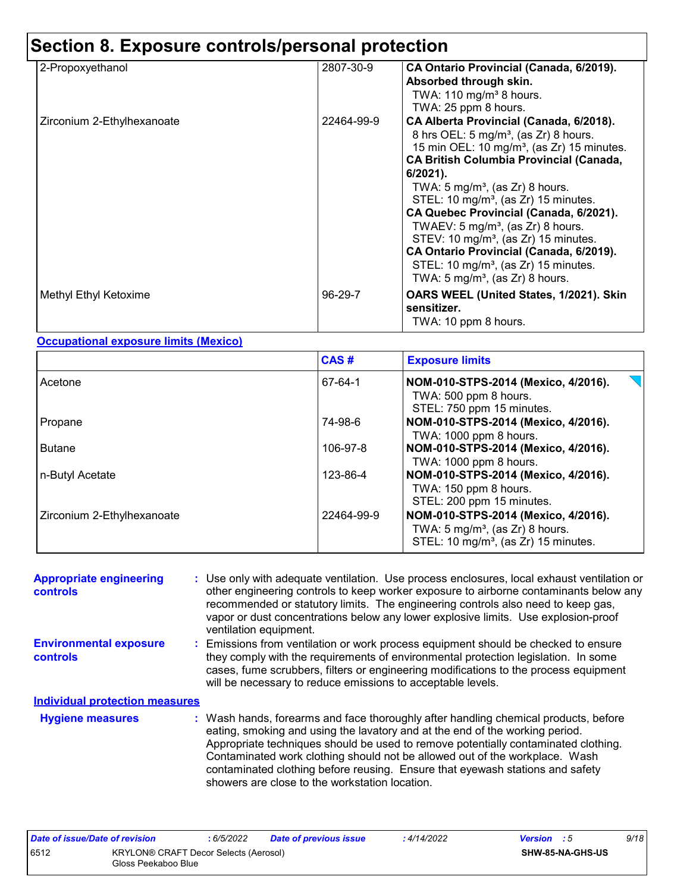# Section 8. Exposure controls/personal protection

| | | |
|---|---|---|
| 2-Propoxyethanol | 2807-30-9 | **CA Ontario Provincial (Canada, 6/2019). Absorbed through skin.**<br>TWA: 110 mg/m³ 8 hours.<br>TWA: 25 ppm 8 hours. |
| Zirconium 2-Ethylhexanoate | 22464-99-9 | **CA Alberta Provincial (Canada, 6/2018).**<br>8 hrs OEL: 5 mg/m³, (as Zr) 8 hours.<br>15 min OEL: 10 mg/m³, (as Zr) 15 minutes.<br>**CA British Columbia Provincial (Canada, 6/2021).**<br>TWA: 5 mg/m³, (as Zr) 8 hours.<br>STEL: 10 mg/m³, (as Zr) 15 minutes.<br>**CA Quebec Provincial (Canada, 6/2021).**<br>TWAEV: 5 mg/m³, (as Zr) 8 hours.<br>STEV: 10 mg/m³, (as Zr) 15 minutes.<br>**CA Ontario Provincial (Canada, 6/2019).**<br>STEL: 10 mg/m³, (as Zr) 15 minutes.<br>TWA: 5 mg/m³, (as Zr) 8 hours. |
| Methyl Ethyl Ketoxime | 96-29-7 | **OARS WEEL (United States, 1/2021). Skin sensitizer.**<br>TWA: 10 ppm 8 hours. |

**Occupational exposure limits (Mexico)**

| | CAS # | Exposure limits |
|---|---|---|
| Acetone | 67-64-1 | **NOM-010-STPS-2014 (Mexico, 4/2016).**<br>TWA: 500 ppm 8 hours.<br>STEL: 750 ppm 15 minutes. |
| Propane | 74-98-6 | **NOM-010-STPS-2014 (Mexico, 4/2016).**<br>TWA: 1000 ppm 8 hours. |
| Butane | 106-97-8 | **NOM-010-STPS-2014 (Mexico, 4/2016).**<br>TWA: 1000 ppm 8 hours. |
| n-Butyl Acetate | 123-86-4 | **NOM-010-STPS-2014 (Mexico, 4/2016).**<br>TWA: 150 ppm 8 hours.<br>STEL: 200 ppm 15 minutes. |
| Zirconium 2-Ethylhexanoate | 22464-99-9 | **NOM-010-STPS-2014 (Mexico, 4/2016).**<br>TWA: 5 mg/m³, (as Zr) 8 hours.<br>STEL: 10 mg/m³, (as Zr) 15 minutes. |

**Appropriate engineering controls** : Use only with adequate ventilation. Use process enclosures, local exhaust ventilation or other engineering controls to keep worker exposure to airborne contaminants below any recommended or statutory limits. The engineering controls also need to keep gas, vapor or dust concentrations below any lower explosive limits. Use explosion-proof ventilation equipment.

**Environmental exposure controls** : Emissions from ventilation or work process equipment should be checked to ensure they comply with the requirements of environmental protection legislation. In some cases, fume scrubbers, filters or engineering modifications to the process equipment will be necessary to reduce emissions to acceptable levels.

**Individual protection measures**

**Hygiene measures** : Wash hands, forearms and face thoroughly after handling chemical products, before eating, smoking and using the lavatory and at the end of the working period. Appropriate techniques should be used to remove potentially contaminated clothing. Contaminated work clothing should not be allowed out of the workplace. Wash contaminated clothing before reusing. Ensure that eyewash stations and safety showers are close to the workstation location.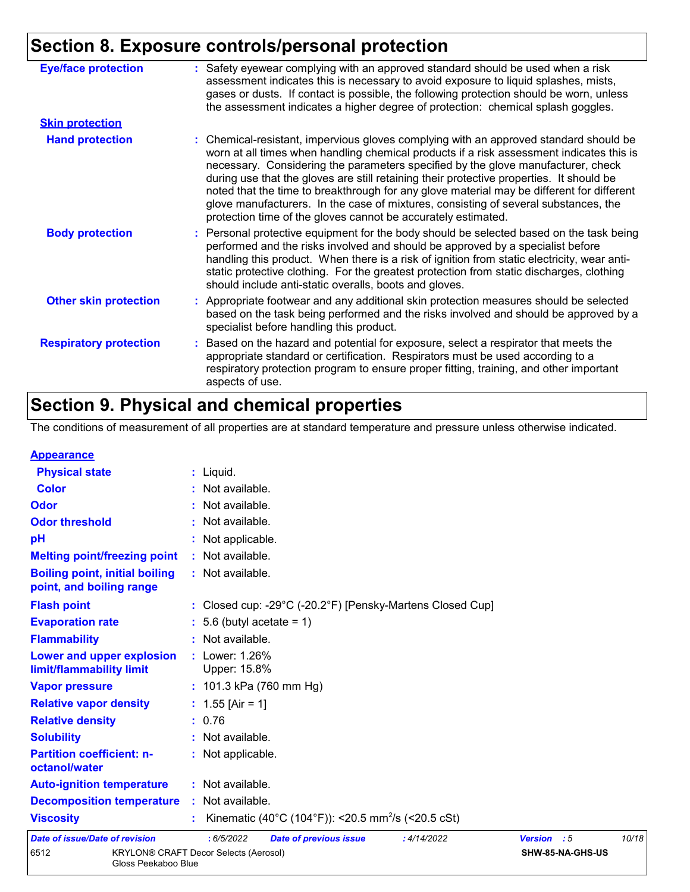## Section 8. Exposure controls/personal protection

**Eye/face protection** : Safety eyewear complying with an approved standard should be used when a risk assessment indicates this is necessary to avoid exposure to liquid splashes, mists, gases or dusts. If contact is possible, the following protection should be worn, unless the assessment indicates a higher degree of protection: chemical splash goggles.

**Skin protection**

**Hand protection** : Chemical-resistant, impervious gloves complying with an approved standard should be worn at all times when handling chemical products if a risk assessment indicates this is necessary. Considering the parameters specified by the glove manufacturer, check during use that the gloves are still retaining their protective properties. It should be noted that the time to breakthrough for any glove material may be different for different glove manufacturers. In the case of mixtures, consisting of several substances, the protection time of the gloves cannot be accurately estimated.

**Body protection** : Personal protective equipment for the body should be selected based on the task being performed and the risks involved and should be approved by a specialist before handling this product. When there is a risk of ignition from static electricity, wear anti-static protective clothing. For the greatest protection from static discharges, clothing should include anti-static overalls, boots and gloves.

**Other skin protection** : Appropriate footwear and any additional skin protection measures should be selected based on the task being performed and the risks involved and should be approved by a specialist before handling this product.

**Respiratory protection** : Based on the hazard and potential for exposure, select a respirator that meets the appropriate standard or certification. Respirators must be used according to a respiratory protection program to ensure proper fitting, training, and other important aspects of use.

## Section 9. Physical and chemical properties

The conditions of measurement of all properties are at standard temperature and pressure unless otherwise indicated.

**Appearance**

| Property | Value |
|---|---|
| **Physical state** | Liquid. |
| **Color** | Not available. |
| **Odor** | Not available. |
| **Odor threshold** | Not available. |
| **pH** | Not applicable. |
| **Melting point/freezing point** | Not available. |
| **Boiling point, initial boiling point, and boiling range** | Not available. |
| **Flash point** | Closed cup: -29°C (-20.2°F) [Pensky-Martens Closed Cup] |
| **Evaporation rate** | 5.6 (butyl acetate = 1) |
| **Flammability** | Not available. |
| **Lower and upper explosion limit/flammability limit** | Lower: 1.26%<br>Upper: 15.8% |
| **Vapor pressure** | 101.3 kPa (760 mm Hg) |
| **Relative vapor density** | 1.55 [Air = 1] |
| **Relative density** | 0.76 |
| **Solubility** | Not available. |
| **Partition coefficient: n-octanol/water** | Not applicable. |
| **Auto-ignition temperature** | Not available. |
| **Decomposition temperature** | Not available. |
| **Viscosity** | Kinematic (40°C (104°F)): <20.5 $mm^2/s$ (<20.5 cSt) |

*Date of issue/Date of revision* : 6/5/2022 *Date of previous issue* : 4/14/2022 *Version* : 5

6512 KRYLON® CRAFT Decor Selects (Aerosol) Gloss Peekaboo Blue SHW-85-NA-GHS-US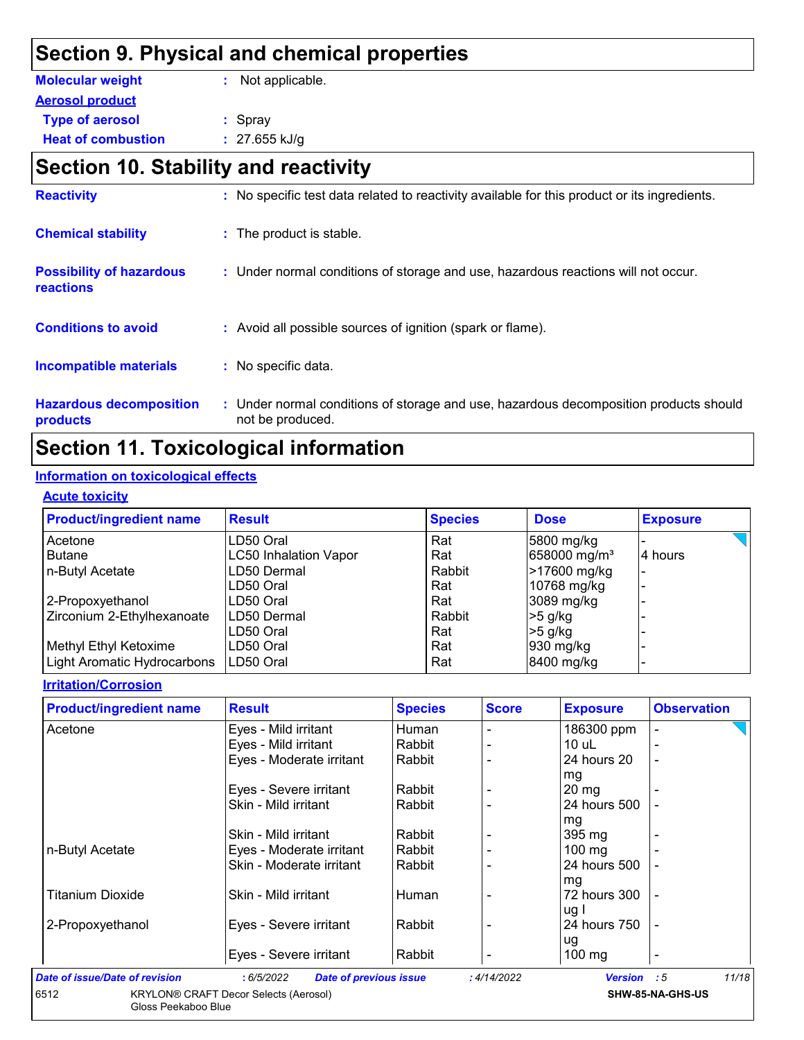## Section 9. Physical and chemical properties

**Molecular weight** : Not applicable.

**Aerosol product**

**Type of aerosol** : Spray

**Heat of combustion** : 27.655 kJ/g

## Section 10. Stability and reactivity

**Reactivity** : No specific test data related to reactivity available for this product or its ingredients.

**Chemical stability** : The product is stable.

**Possibility of hazardous reactions** : Under normal conditions of storage and use, hazardous reactions will not occur.

**Conditions to avoid** : Avoid all possible sources of ignition (spark or flame).

**Incompatible materials** : No specific data.

**Hazardous decomposition products** : Under normal conditions of storage and use, hazardous decomposition products should not be produced.

## Section 11. Toxicological information

### Information on toxicological effects

#### Acute toxicity

| Product/ingredient name | Result | Species | Dose | Exposure |
|---|---|---|---|---|
| Acetone | LD50 Oral | Rat | 5800 mg/kg | - |
| Butane | LC50 Inhalation Vapor | Rat | 658000 mg/m³ | 4 hours |
| n-Butyl Acetate | LD50 Dermal | Rabbit | >17600 mg/kg | - |
| | LD50 Oral | Rat | 10768 mg/kg | - |
| 2-Propoxyethanol | LD50 Oral | Rat | 3089 mg/kg | - |
| Zirconium 2-Ethylhexanoate | LD50 Dermal | Rabbit | >5 g/kg | - |
| | LD50 Oral | Rat | >5 g/kg | - |
| Methyl Ethyl Ketoxime | LD50 Oral | Rat | 930 mg/kg | - |
| Light Aromatic Hydrocarbons | LD50 Oral | Rat | 8400 mg/kg | - |

#### Irritation/Corrosion

| Product/ingredient name | Result | Species | Score | Exposure | Observation |
|---|---|---|---|---|---|
| Acetone | Eyes - Mild irritant | Human | - | 186300 ppm | - |
| | Eyes - Mild irritant | Rabbit | - | 10 uL | - |
| | Eyes - Moderate irritant | Rabbit | - | 24 hours 20 mg | - |
| | Eyes - Severe irritant | Rabbit | - | 20 mg | - |
| | Skin - Mild irritant | Rabbit | - | 24 hours 500 mg | - |
| | Skin - Mild irritant | Rabbit | - | 395 mg | - |
| n-Butyl Acetate | Eyes - Moderate irritant | Rabbit | - | 100 mg | - |
| | Skin - Moderate irritant | Rabbit | - | 24 hours 500 mg | - |
| Titanium Dioxide | Skin - Mild irritant | Human | - | 72 hours 300 ug I | - |
| 2-Propoxyethanol | Eyes - Severe irritant | Rabbit | - | 24 hours 750 ug | - |
| | Eyes - Severe irritant | Rabbit | - | 100 mg | - |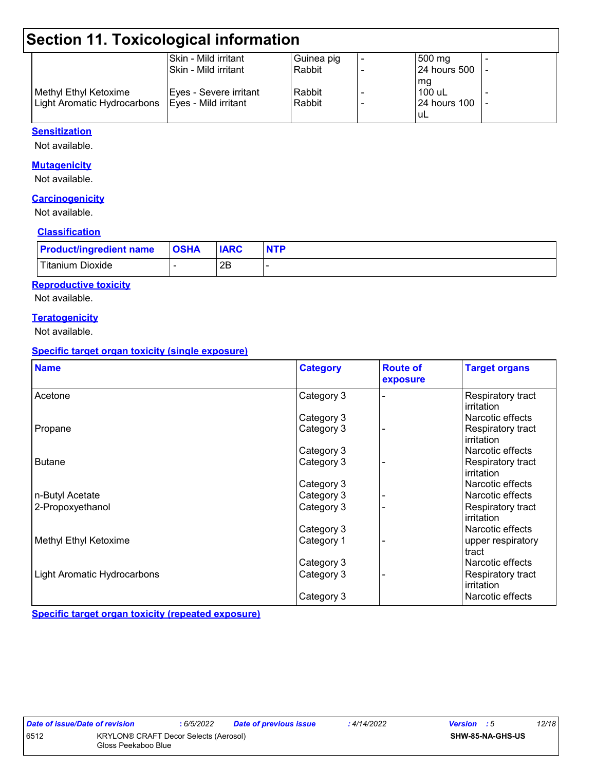## Section 11. Toxicological information

| | | | | | |
|---|---|---|---|---|---|
| | Skin - Mild irritant | Guinea pig | - | 500 mg | - |
| | Skin - Mild irritant | Rabbit | - | 24 hours 500 mg | - |
| Methyl Ethyl Ketoxime | Eyes - Severe irritant | Rabbit | - | 100 uL | - |
| Light Aromatic Hydrocarbons | Eyes - Mild irritant | Rabbit | - | 24 hours 100 uL | - |

**Sensitization**

Not available.

**Mutagenicity**

Not available.

**Carcinogenicity**

Not available.

**Classification**

| Product/ingredient name | OSHA | IARC | NTP |
|---|---|---|---|
| Titanium Dioxide | - | 2B | - |

**Reproductive toxicity**

Not available.

**Teratogenicity**

Not available.

**Specific target organ toxicity (single exposure)**

| Name | Category | Route of exposure | Target organs |
|---|---|---|---|
| Acetone | Category 3 | - | Respiratory tract irritation |
| | Category 3 | | Narcotic effects |
| Propane | Category 3 | - | Respiratory tract irritation |
| | Category 3 | | Narcotic effects |
| Butane | Category 3 | - | Respiratory tract irritation |
| | Category 3 | | Narcotic effects |
| n-Butyl Acetate | Category 3 | - | Narcotic effects |
| 2-Propoxyethanol | Category 3 | - | Respiratory tract irritation |
| | Category 3 | | Narcotic effects |
| Methyl Ethyl Ketoxime | Category 1 | - | upper respiratory tract |
| | Category 3 | | Narcotic effects |
| Light Aromatic Hydrocarbons | Category 3 | - | Respiratory tract irritation |
| | Category 3 | | Narcotic effects |

**Specific target organ toxicity (repeated exposure)**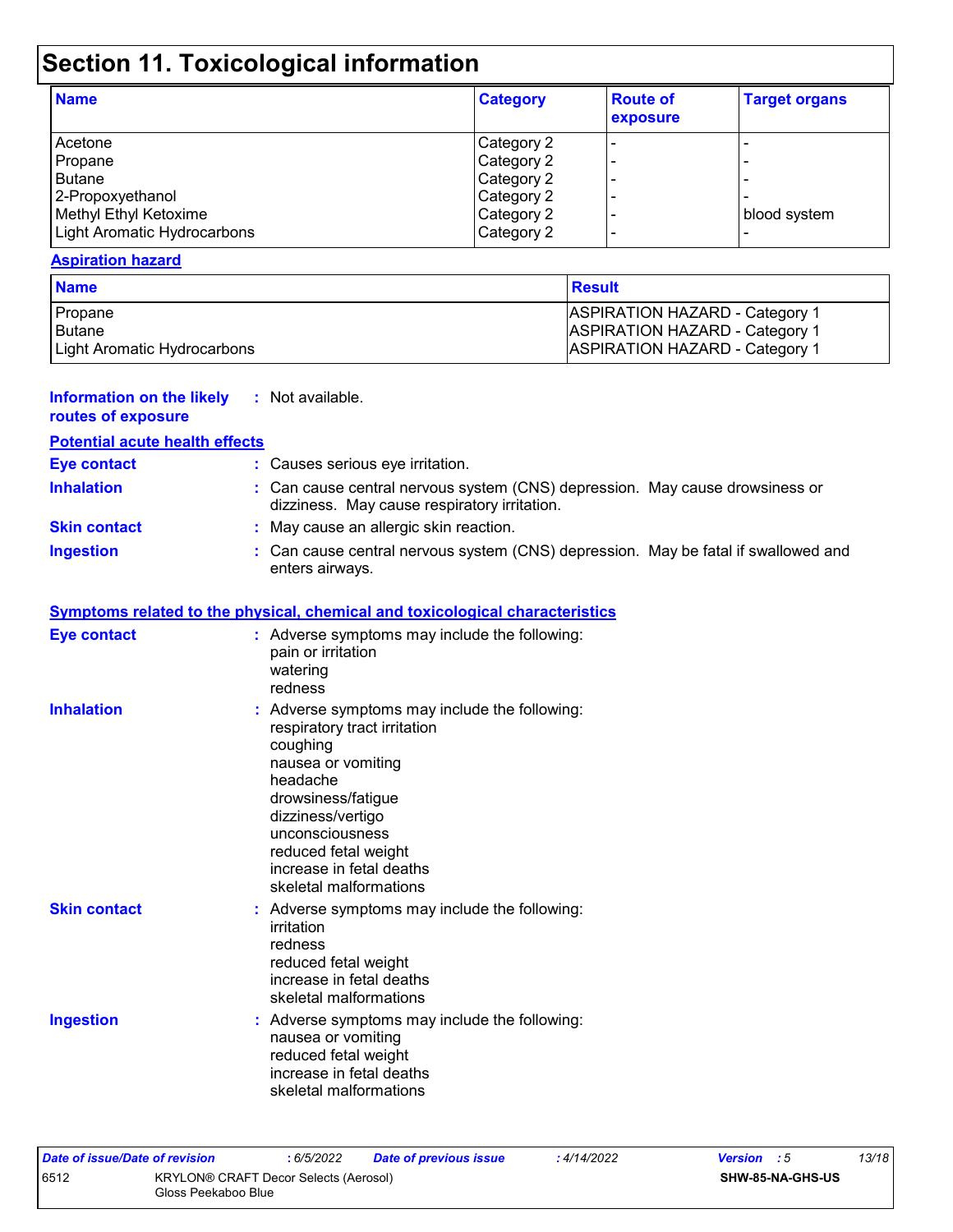# Section 11. Toxicological information

| Name | Category | Route of exposure | Target organs |
|---|---|---|---|
| Acetone | Category 2 | - | - |
| Propane | Category 2 | - | - |
| Butane | Category 2 | - | - |
| 2-Propoxyethanol | Category 2 | - | - |
| Methyl Ethyl Ketoxime | Category 2 | - | blood system |
| Light Aromatic Hydrocarbons | Category 2 | - | - |

**Aspiration hazard**

| Name | Result |
|---|---|
| Propane | ASPIRATION HAZARD - Category 1 |
| Butane | ASPIRATION HAZARD - Category 1 |
| Light Aromatic Hydrocarbons | ASPIRATION HAZARD - Category 1 |

**Information on the likely routes of exposure** : Not available.

**Potential acute health effects**

**Eye contact** : Causes serious eye irritation.

**Inhalation** : Can cause central nervous system (CNS) depression. May cause drowsiness or dizziness. May cause respiratory irritation.

**Skin contact** : May cause an allergic skin reaction.

**Ingestion** : Can cause central nervous system (CNS) depression. May be fatal if swallowed and enters airways.

**Symptoms related to the physical, chemical and toxicological characteristics**

**Eye contact** : Adverse symptoms may include the following:
pain or irritation
watering
redness

**Inhalation** : Adverse symptoms may include the following:
respiratory tract irritation
coughing
nausea or vomiting
headache
drowsiness/fatigue
dizziness/vertigo
unconsciousness
reduced fetal weight
increase in fetal deaths
skeletal malformations

**Skin contact** : Adverse symptoms may include the following:
irritation
redness
reduced fetal weight
increase in fetal deaths
skeletal malformations

**Ingestion** : Adverse symptoms may include the following:
nausea or vomiting
reduced fetal weight
increase in fetal deaths
skeletal malformations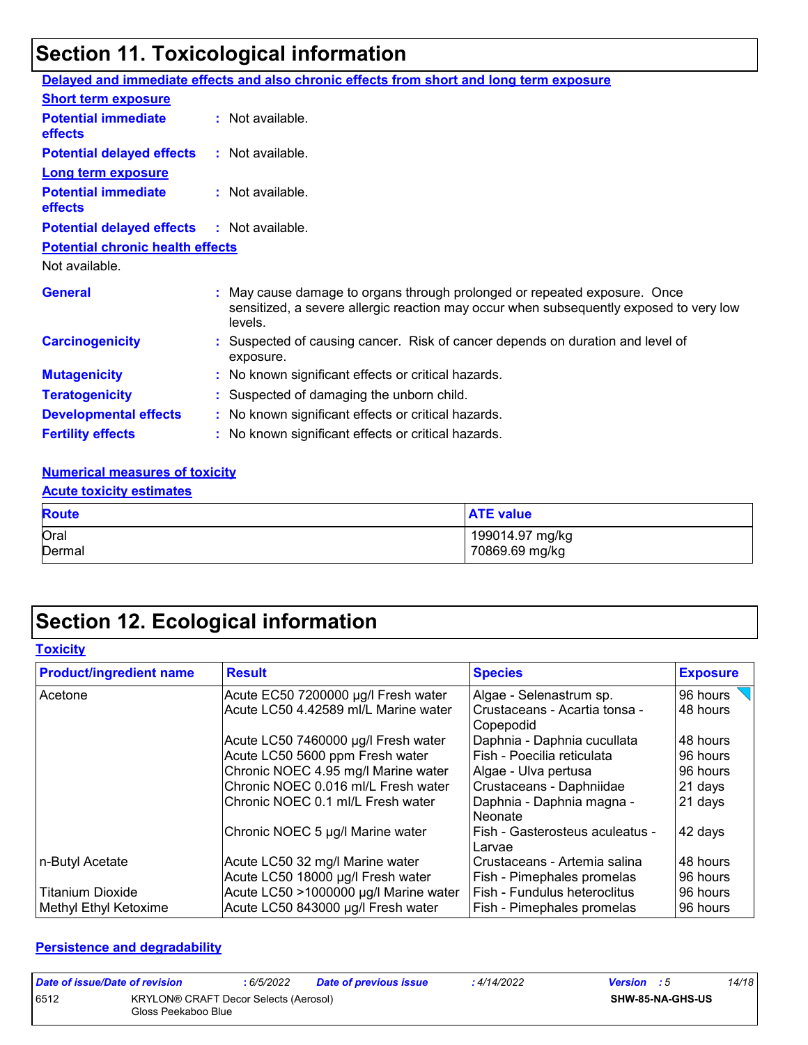# Section 11. Toxicological information

**Delayed and immediate effects and also chronic effects from short and long term exposure**

**Short term exposure**

**Potential immediate effects** : Not available.

**Potential delayed effects** : Not available.

**Long term exposure**

**Potential immediate effects** : Not available.

**Potential delayed effects** : Not available.

**Potential chronic health effects**

Not available.

**General** : May cause damage to organs through prolonged or repeated exposure. Once sensitized, a severe allergic reaction may occur when subsequently exposed to very low levels.

**Carcinogenicity** : Suspected of causing cancer. Risk of cancer depends on duration and level of exposure.

**Mutagenicity** : No known significant effects or critical hazards.

**Teratogenicity** : Suspected of damaging the unborn child.

**Developmental effects** : No known significant effects or critical hazards.

**Fertility effects** : No known significant effects or critical hazards.

**Numerical measures of toxicity**

**Acute toxicity estimates**

| Route | ATE value |
|---|---|
| Oral | 199014.97 mg/kg |
| Dermal | 70869.69 mg/kg |

# Section 12. Ecological information

**Toxicity**

| Product/ingredient name | Result | Species | Exposure |
|---|---|---|---|
| Acetone | Acute EC50 7200000 µg/l Fresh water | Algae - Selenastrum sp. | 96 hours |
| | Acute LC50 4.42589 ml/L Marine water | Crustaceans - Acartia tonsa - Copepodid | 48 hours |
| | Acute LC50 7460000 µg/l Fresh water | Daphnia - Daphnia cucullata | 48 hours |
| | Acute LC50 5600 ppm Fresh water | Fish - Poecilia reticulata | 96 hours |
| | Chronic NOEC 4.95 mg/l Marine water | Algae - Ulva pertusa | 96 hours |
| | Chronic NOEC 0.016 ml/L Fresh water | Crustaceans - Daphniidae | 21 days |
| | Chronic NOEC 0.1 ml/L Fresh water | Daphnia - Daphnia magna - Neonate | 21 days |
| | Chronic NOEC 5 µg/l Marine water | Fish - Gasterosteus aculeatus - Larvae | 42 days |
| n-Butyl Acetate | Acute LC50 32 mg/l Marine water | Crustaceans - Artemia salina | 48 hours |
| | Acute LC50 18000 µg/l Fresh water | Fish - Pimephales promelas | 96 hours |
| Titanium Dioxide | Acute LC50 >1000000 µg/l Marine water | Fish - Fundulus heteroclitus | 96 hours |
| Methyl Ethyl Ketoxime | Acute LC50 843000 µg/l Fresh water | Fish - Pimephales promelas | 96 hours |

**Persistence and degradability**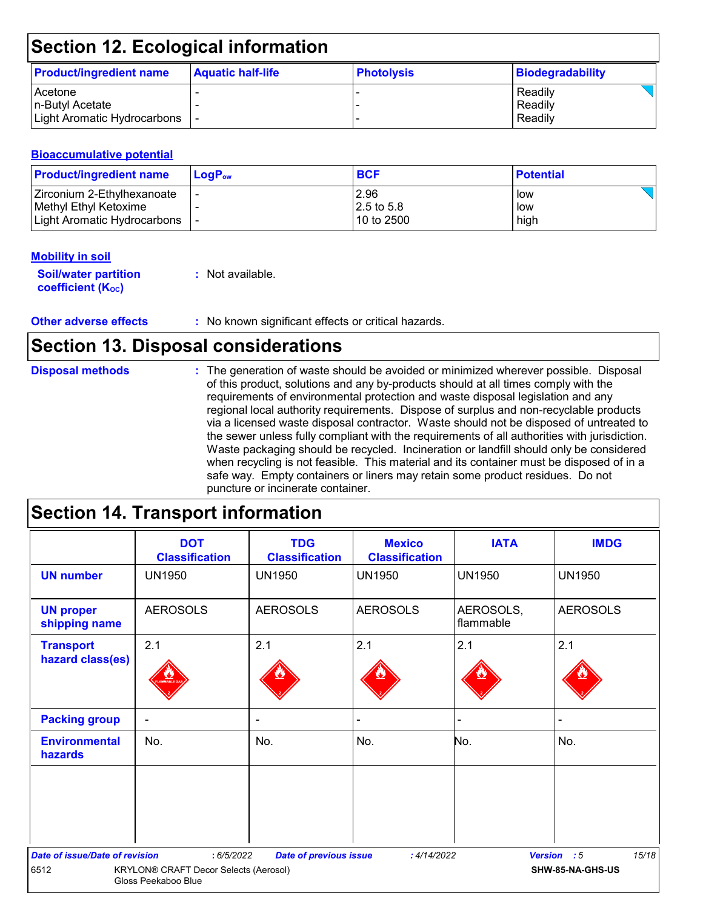## Section 12. Ecological information

| Product/ingredient name | Aquatic half-life | Photolysis | Biodegradability |
|---|---|---|---|
| Acetone | - | - | Readily |
| n-Butyl Acetate | - | - | Readily |
| Light Aromatic Hydrocarbons | - | - | Readily |

### Bioaccumulative potential

| Product/ingredient name | $LogP_{ow}$ | BCF | Potential |
|---|---|---|---|
| Zirconium 2-Ethylhexanoate | - | 2.96 | low |
| Methyl Ethyl Ketoxime | - | 2.5 to 5.8 | low |
| Light Aromatic Hydrocarbons | - | 10 to 2500 | high |

### Mobility in soil

**Soil/water partition coefficient ($K_{OC}$)** : Not available.

**Other adverse effects** : No known significant effects or critical hazards.

## Section 13. Disposal considerations

**Disposal methods** : The generation of waste should be avoided or minimized wherever possible. Disposal of this product, solutions and any by-products should at all times comply with the requirements of environmental protection and waste disposal legislation and any regional local authority requirements. Dispose of surplus and non-recyclable products via a licensed waste disposal contractor. Waste should not be disposed of untreated to the sewer unless fully compliant with the requirements of all authorities with jurisdiction. Waste packaging should be recycled. Incineration or landfill should only be considered when recycling is not feasible. This material and its container must be disposed of in a safe way. Empty containers or liners may retain some product residues. Do not puncture or incinerate container.

## Section 14. Transport information

| | DOT Classification | TDG Classification | Mexico Classification | IATA | IMDG |
|---|---|---|---|---|---|
| UN number | UN1950 | UN1950 | UN1950 | UN1950 | UN1950 |
| UN proper shipping name | AEROSOLS | AEROSOLS | AEROSOLS | AEROSOLS, flammable | AEROSOLS |
| Transport hazard class(es) | 2.1 | 2.1 | 2.1 | 2.1 | 2.1 |
| Packing group | - | - | - | - | - |
| Environmental hazards | No. | No. | No. | No. | No. |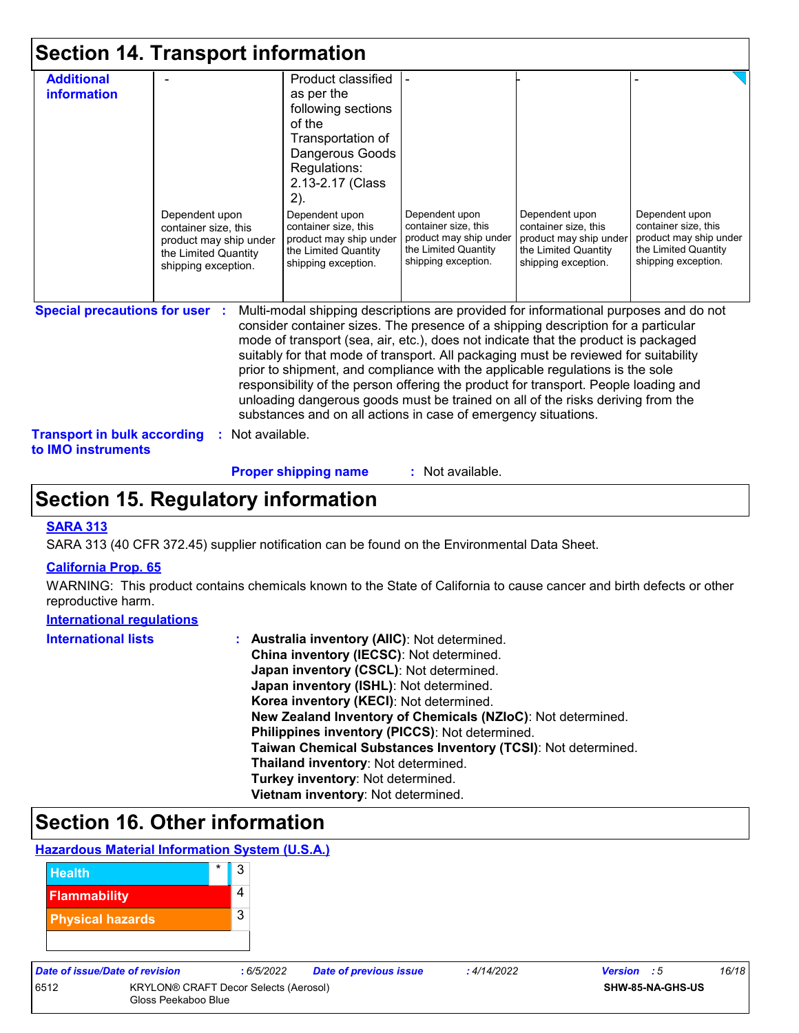## Section 14. Transport information

| Additional information | - | Product classified as per the following sections of the Transportation of Dangerous Goods Regulations: 2.13-2.17 (Class 2). | - | - | - |
|---|---|---|---|---|---|
| | Dependent upon container size, this product may ship under the Limited Quantity shipping exception. | Dependent upon container size, this product may ship under the Limited Quantity shipping exception. | Dependent upon container size, this product may ship under the Limited Quantity shipping exception. | Dependent upon container size, this product may ship under the Limited Quantity shipping exception. | Dependent upon container size, this product may ship under the Limited Quantity shipping exception. |

**Special precautions for user** : Multi-modal shipping descriptions are provided for informational purposes and do not consider container sizes. The presence of a shipping description for a particular mode of transport (sea, air, etc.), does not indicate that the product is packaged suitably for that mode of transport. All packaging must be reviewed for suitability prior to shipment, and compliance with the applicable regulations is the sole responsibility of the person offering the product for transport. People loading and unloading dangerous goods must be trained on all of the risks deriving from the substances and on all actions in case of emergency situations.

**Transport in bulk according to IMO instruments** : Not available.

**Proper shipping name** : Not available.

## Section 15. Regulatory information

**SARA 313**

SARA 313 (40 CFR 372.45) supplier notification can be found on the Environmental Data Sheet.

**California Prop. 65**

WARNING: This product contains chemicals known to the State of California to cause cancer and birth defects or other reproductive harm.

**International regulations**

**International lists** :
**Australia inventory (AIIC)**: Not determined.
**China inventory (IECSC)**: Not determined.
**Japan inventory (CSCL)**: Not determined.
**Japan inventory (ISHL)**: Not determined.
**Korea inventory (KECI)**: Not determined.
**New Zealand Inventory of Chemicals (NZIoC)**: Not determined.
**Philippines inventory (PICCS)**: Not determined.
**Taiwan Chemical Substances Inventory (TCSI)**: Not determined.
**Thailand inventory**: Not determined.
**Turkey inventory**: Not determined.
**Vietnam inventory**: Not determined.

## Section 16. Other information

**Hazardous Material Information System (U.S.A.)**

| | | |
|---|---|---|
| Health | * | 3 |
| Flammability | | 4 |
| Physical hazards | | 3 |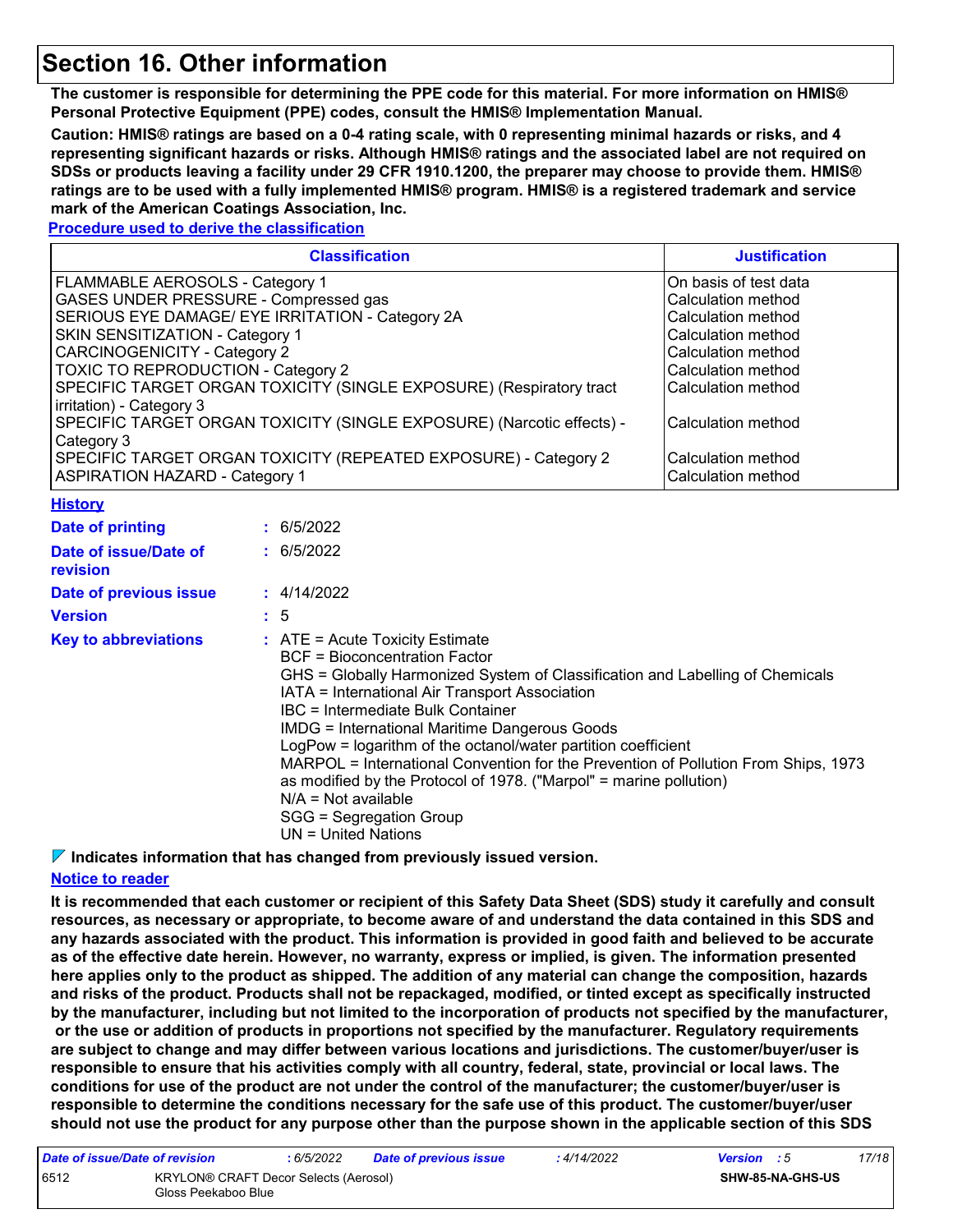# Section 16. Other information

**The customer is responsible for determining the PPE code for this material. For more information on HMIS® Personal Protective Equipment (PPE) codes, consult the HMIS® Implementation Manual.**

**Caution: HMIS® ratings are based on a 0-4 rating scale, with 0 representing minimal hazards or risks, and 4 representing significant hazards or risks. Although HMIS® ratings and the associated label are not required on SDSs or products leaving a facility under 29 CFR 1910.1200, the preparer may choose to provide them. HMIS® ratings are to be used with a fully implemented HMIS® program. HMIS® is a registered trademark and service mark of the American Coatings Association, Inc.**

**Procedure used to derive the classification**

| Classification | Justification |
|---|---|
| FLAMMABLE AEROSOLS - Category 1 | On basis of test data |
| GASES UNDER PRESSURE - Compressed gas | Calculation method |
| SERIOUS EYE DAMAGE/ EYE IRRITATION - Category 2A | Calculation method |
| SKIN SENSITIZATION - Category 1 | Calculation method |
| CARCINOGENICITY - Category 2 | Calculation method |
| TOXIC TO REPRODUCTION - Category 2 | Calculation method |
| SPECIFIC TARGET ORGAN TOXICITY (SINGLE EXPOSURE) (Respiratory tract irritation) - Category 3 | Calculation method |
| SPECIFIC TARGET ORGAN TOXICITY (SINGLE EXPOSURE) (Narcotic effects) - Category 3 | Calculation method |
| SPECIFIC TARGET ORGAN TOXICITY (REPEATED EXPOSURE) - Category 2 | Calculation method |
| ASPIRATION HAZARD - Category 1 | Calculation method |

**History**

**Date of printing** : 6/5/2022

**Date of issue/Date of revision** : 6/5/2022

**Date of previous issue** : 4/14/2022

**Version** : 5

**Key to abbreviations** :
ATE = Acute Toxicity Estimate
BCF = Bioconcentration Factor
GHS = Globally Harmonized System of Classification and Labelling of Chemicals
IATA = International Air Transport Association
IBC = Intermediate Bulk Container
IMDG = International Maritime Dangerous Goods
LogPow = logarithm of the octanol/water partition coefficient
MARPOL = International Convention for the Prevention of Pollution From Ships, 1973 as modified by the Protocol of 1978. ("Marpol" = marine pollution)
N/A = Not available
SGG = Segregation Group
UN = United Nations

**Indicates information that has changed from previously issued version.**

**Notice to reader**

**It is recommended that each customer or recipient of this Safety Data Sheet (SDS) study it carefully and consult resources, as necessary or appropriate, to become aware of and understand the data contained in this SDS and any hazards associated with the product. This information is provided in good faith and believed to be accurate as of the effective date herein. However, no warranty, express or implied, is given. The information presented here applies only to the product as shipped. The addition of any material can change the composition, hazards and risks of the product. Products shall not be repackaged, modified, or tinted except as specifically instructed by the manufacturer, including but not limited to the incorporation of products not specified by the manufacturer, or the use or addition of products in proportions not specified by the manufacturer. Regulatory requirements are subject to change and may differ between various locations and jurisdictions. The customer/buyer/user is responsible to ensure that his activities comply with all country, federal, state, provincial or local laws. The conditions for use of the product are not under the control of the manufacturer; the customer/buyer/user is responsible to determine the conditions necessary for the safe use of this product. The customer/buyer/user should not use the product for any purpose other than the purpose shown in the applicable section of this SDS**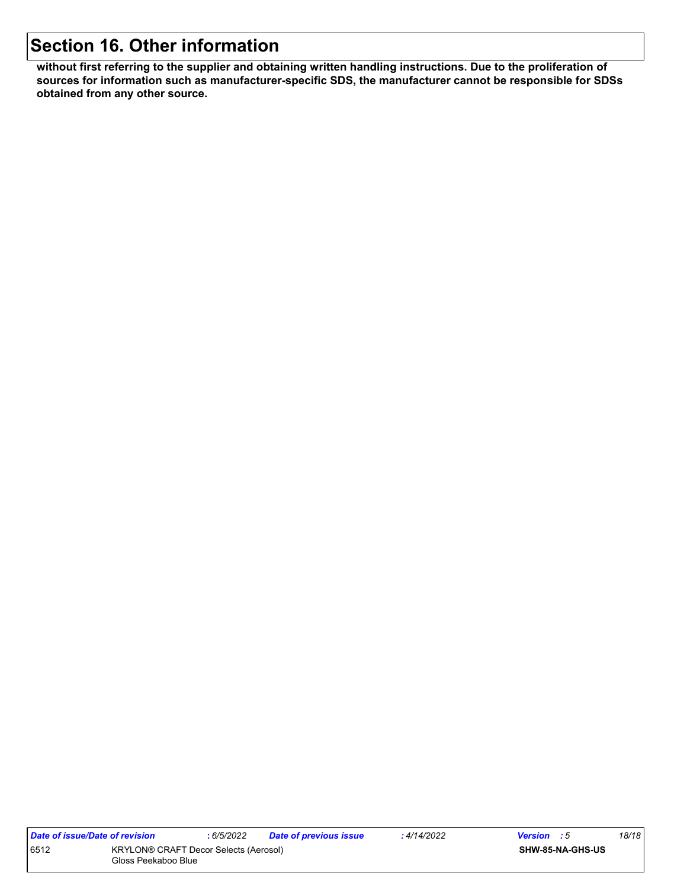## Section 16. Other information

**without first referring to the supplier and obtaining written handling instructions. Due to the proliferation of sources for information such as manufacturer-specific SDS, the manufacturer cannot be responsible for SDSs obtained from any other source.**